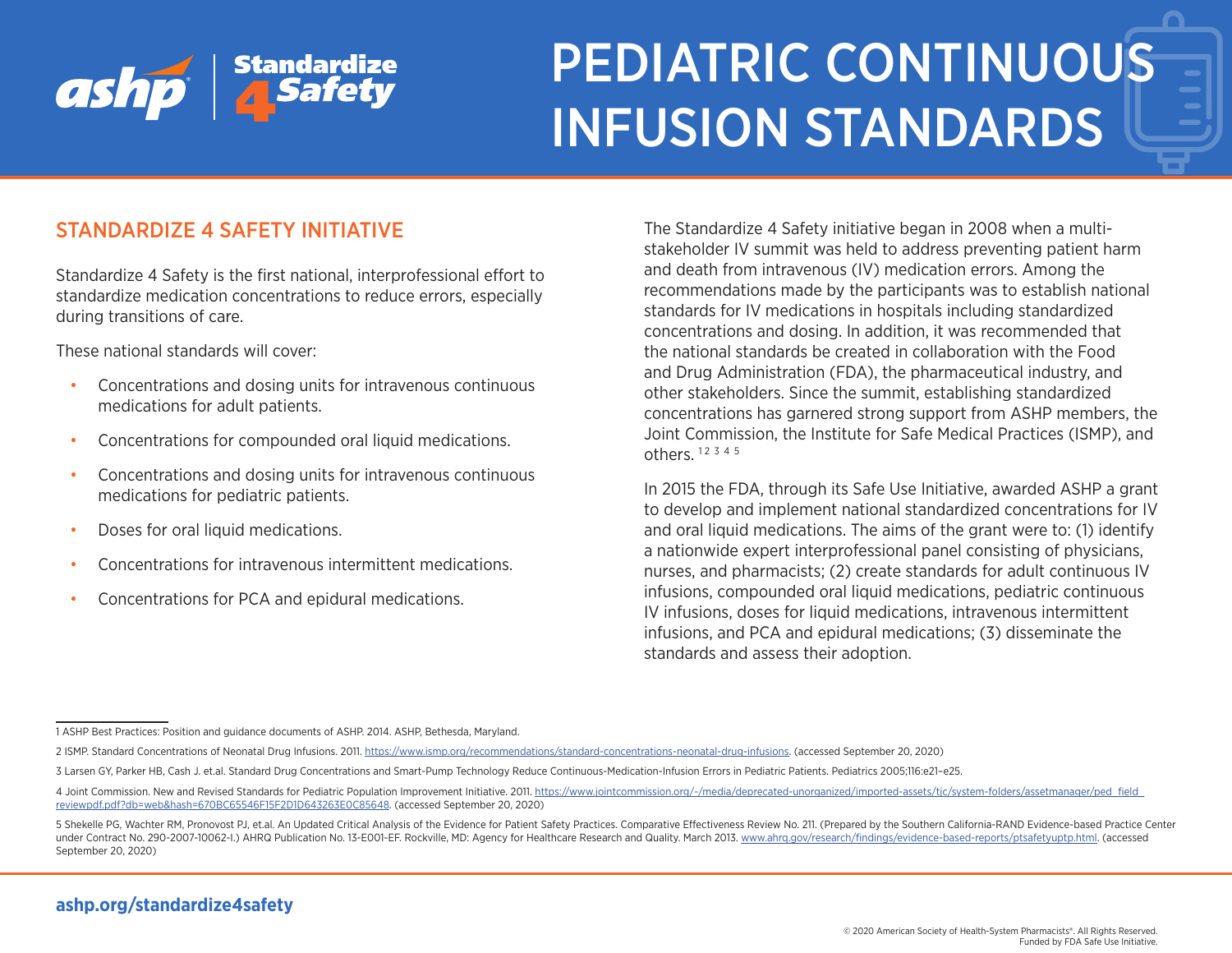# PEDIATRIC CONTINUOUS INFUSION STANDARDS

## STANDARDIZE 4 SAFETY INITIATIVE

Standardize 4 Safety is the first national, interprofessional effort to standardize medication concentrations to reduce errors, especially during transitions of care.

These national standards will cover:

- Concentrations and dosing units for intravenous continuous medications for adult patients.
- Concentrations for compounded oral liquid medications.
- Concentrations and dosing units for intravenous continuous medications for pediatric patients.
- Doses for oral liquid medications.
- Concentrations for intravenous intermittent medications.
- Concentrations for PCA and epidural medications.

The Standardize 4 Safety initiative began in 2008 when a multi-stakeholder IV summit was held to address preventing patient harm and death from intravenous (IV) medication errors. Among the recommendations made by the participants was to establish national standards for IV medications in hospitals including standardized concentrations and dosing. In addition, it was recommended that the national standards be created in collaboration with the Food and Drug Administration (FDA), the pharmaceutical industry, and other stakeholders. Since the summit, establishing standardized concentrations has garnered strong support from ASHP members, the Joint Commission, the Institute for Safe Medical Practices (ISMP), and others.[1 2 3 4 5]

In 2015 the FDA, through its Safe Use Initiative, awarded ASHP a grant to develop and implement national standardized concentrations for IV and oral liquid medications. The aims of the grant were to: (1) identify a nationwide expert interprofessional panel consisting of physicians, nurses, and pharmacists; (2) create standards for adult continuous IV infusions, compounded oral liquid medications, pediatric continuous IV infusions, doses for liquid medications, intravenous intermittent infusions, and PCA and epidural medications; (3) disseminate the standards and assess their adoption.

---

1 ASHP Best Practices: Position and guidance documents of ASHP. 2014. ASHP, Bethesda, Maryland.

2 ISMP. Standard Concentrations of Neonatal Drug Infusions. 2011. https://www.ismp.org/recommendations/standard-concentrations-neonatal-drug-infusions. (accessed September 20, 2020)

3 Larsen GY, Parker HB, Cash J. et.al. Standard Drug Concentrations and Smart-Pump Technology Reduce Continuous-Medication-Infusion Errors in Pediatric Patients. Pediatrics 2005;116:e21–e25.

4 Joint Commission. New and Revised Standards for Pediatric Population Improvement Initiative. 2011. https://www.jointcommission.org/-/media/deprecated-unorganized/imported-assets/tjc/system-folders/assetmanager/ped_field_reviewpdf.pdf?db=web&hash=670BC65546F15F2D1D643263E0C85648. (accessed September 20, 2020)

5 Shekelle PG, Wachter RM, Pronovost PJ, et.al. An Updated Critical Analysis of the Evidence for Patient Safety Practices. Comparative Effectiveness Review No. 211. (Prepared by the Southern California-RAND Evidence-based Practice Center under Contract No. 290-2007-10062-I.) AHRQ Publication No. 13-E001-EF. Rockville, MD: Agency for Healthcare Research and Quality. March 2013. www.ahrq.gov/research/findings/evidence-based-reports/ptsafetyuptp.html. (accessed September 20, 2020)

ashp.org/standardize4safety

© 2020 American Society of Health-System Pharmacists®. All Rights Reserved.
Funded by FDA Safe Use Initiative.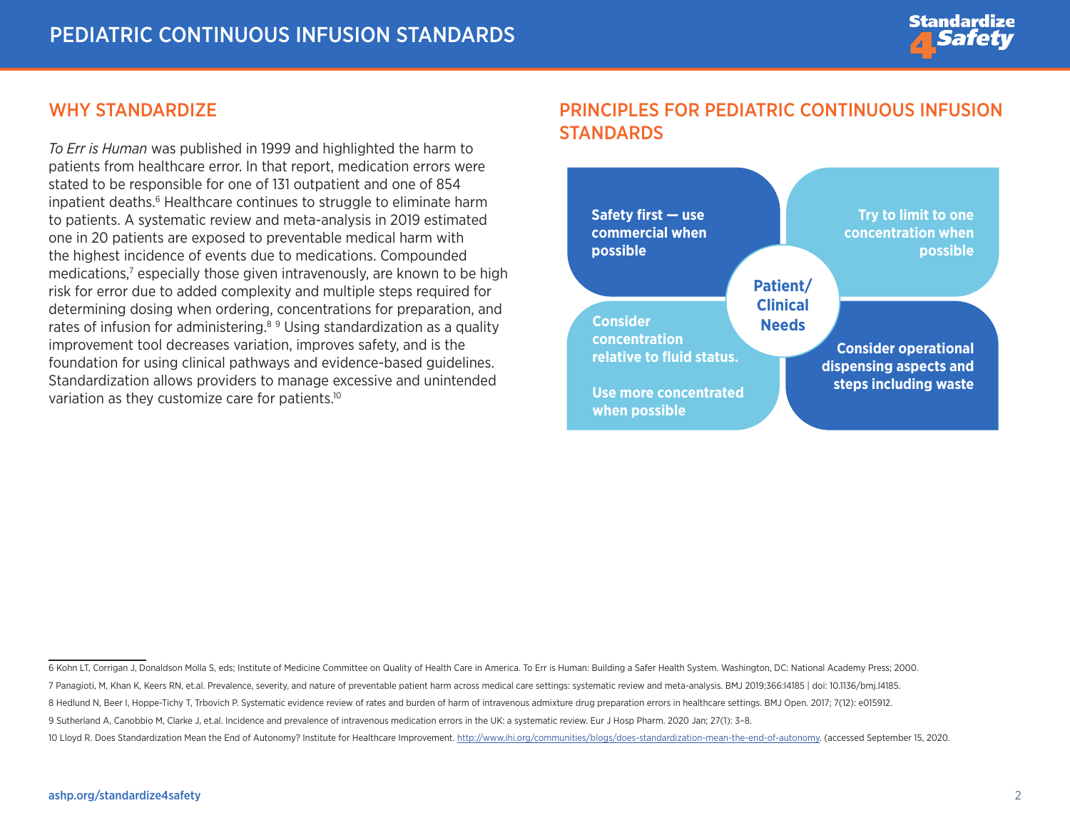## WHY STANDARDIZE

*To Err is Human* was published in 1999 and highlighted the harm to patients from healthcare error. In that report, medication errors were stated to be responsible for one of 131 outpatient and one of 854 inpatient deaths.[6] Healthcare continues to struggle to eliminate harm to patients. A systematic review and meta-analysis in 2019 estimated one in 20 patients are exposed to preventable medical harm with the highest incidence of events due to medications. Compounded medications,[7] especially those given intravenously, are known to be high risk for error due to added complexity and multiple steps required for determining dosing when ordering, concentrations for preparation, and rates of infusion for administering.[8 9] Using standardization as a quality improvement tool decreases variation, improves safety, and is the foundation for using clinical pathways and evidence-based guidelines. Standardization allows providers to manage excessive and unintended variation as they customize care for patients.[10]

## PRINCIPLES FOR PEDIATRIC CONTINUOUS INFUSION STANDARDS

**Patient/ Clinical Needs**

- **Safety first — use commercial when possible**
- **Try to limit to one concentration when possible**
- **Consider concentration relative to fluid status.**

  **Use more concentrated when possible**
- **Consider operational dispensing aspects and steps including waste**

---

6 Kohn LT, Corrigan J, Donaldson Molla S, eds; Institute of Medicine Committee on Quality of Health Care in America. To Err is Human: Building a Safer Health System. Washington, DC: National Academy Press; 2000.

7 Panagioti, M, Khan K, Keers RN, et.al. Prevalence, severity, and nature of preventable patient harm across medical care settings: systematic review and meta-analysis. BMJ 2019;366:l4185 | doi: 10.1136/bmj.l4185.

8 Hedlund N, Beer I, Hoppe-Tichy T, Trbovich P. Systematic evidence review of rates and burden of harm of intravenous admixture drug preparation errors in healthcare settings. BMJ Open. 2017; 7(12): e015912.

9 Sutherland A, Canobbio M, Clarke J, et.al. Incidence and prevalence of intravenous medication errors in the UK: a systematic review. Eur J Hosp Pharm. 2020 Jan; 27(1): 3–8.

10 Lloyd R. Does Standardization Mean the End of Autonomy? Institute for Healthcare Improvement. http://www.ihi.org/communities/blogs/does-standardization-mean-the-end-of-autonomy. (accessed September 15, 2020.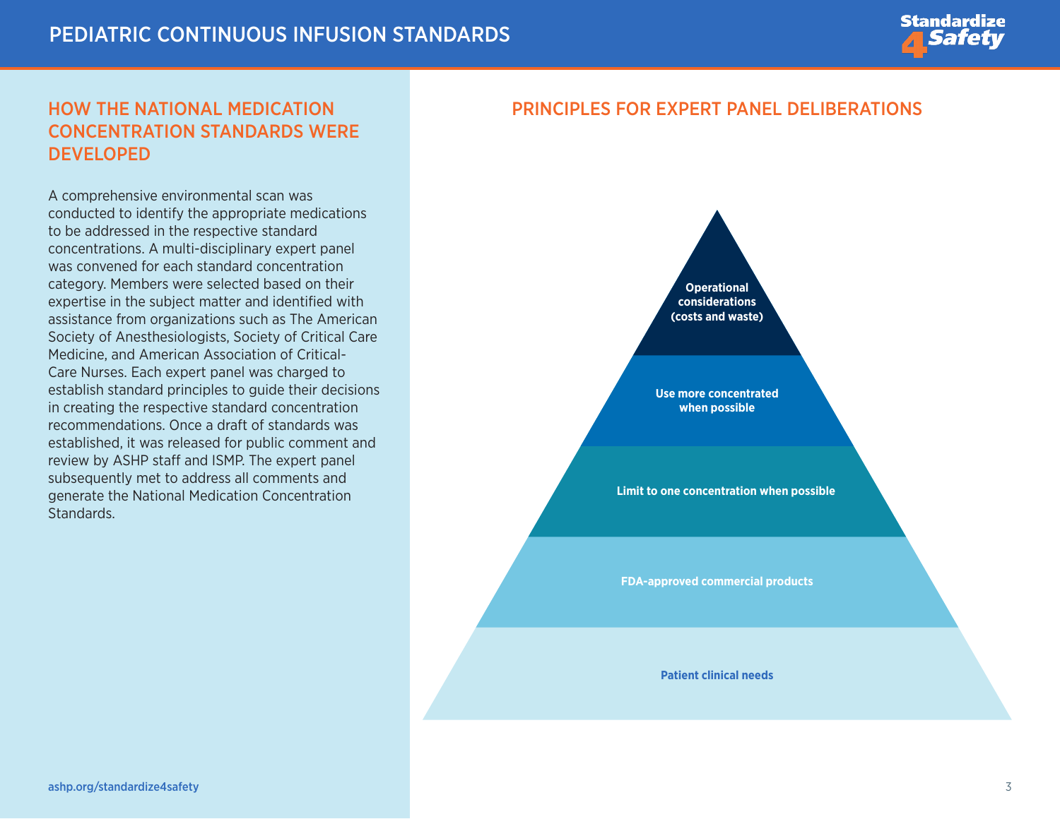## HOW THE NATIONAL MEDICATION CONCENTRATION STANDARDS WERE DEVELOPED

A comprehensive environmental scan was conducted to identify the appropriate medications to be addressed in the respective standard concentrations. A multi-disciplinary expert panel was convened for each standard concentration category. Members were selected based on their expertise in the subject matter and identified with assistance from organizations such as The American Society of Anesthesiologists, Society of Critical Care Medicine, and American Association of Critical-Care Nurses. Each expert panel was charged to establish standard principles to guide their decisions in creating the respective standard concentration recommendations. Once a draft of standards was established, it was released for public comment and review by ASHP staff and ISMP. The expert panel subsequently met to address all comments and generate the National Medication Concentration Standards.

## PRINCIPLES FOR EXPERT PANEL DELIBERATIONS

- **Operational considerations (costs and waste)**
- **Use more concentrated when possible**
- **Limit to one concentration when possible**
- **FDA-approved commercial products**
- **Patient clinical needs**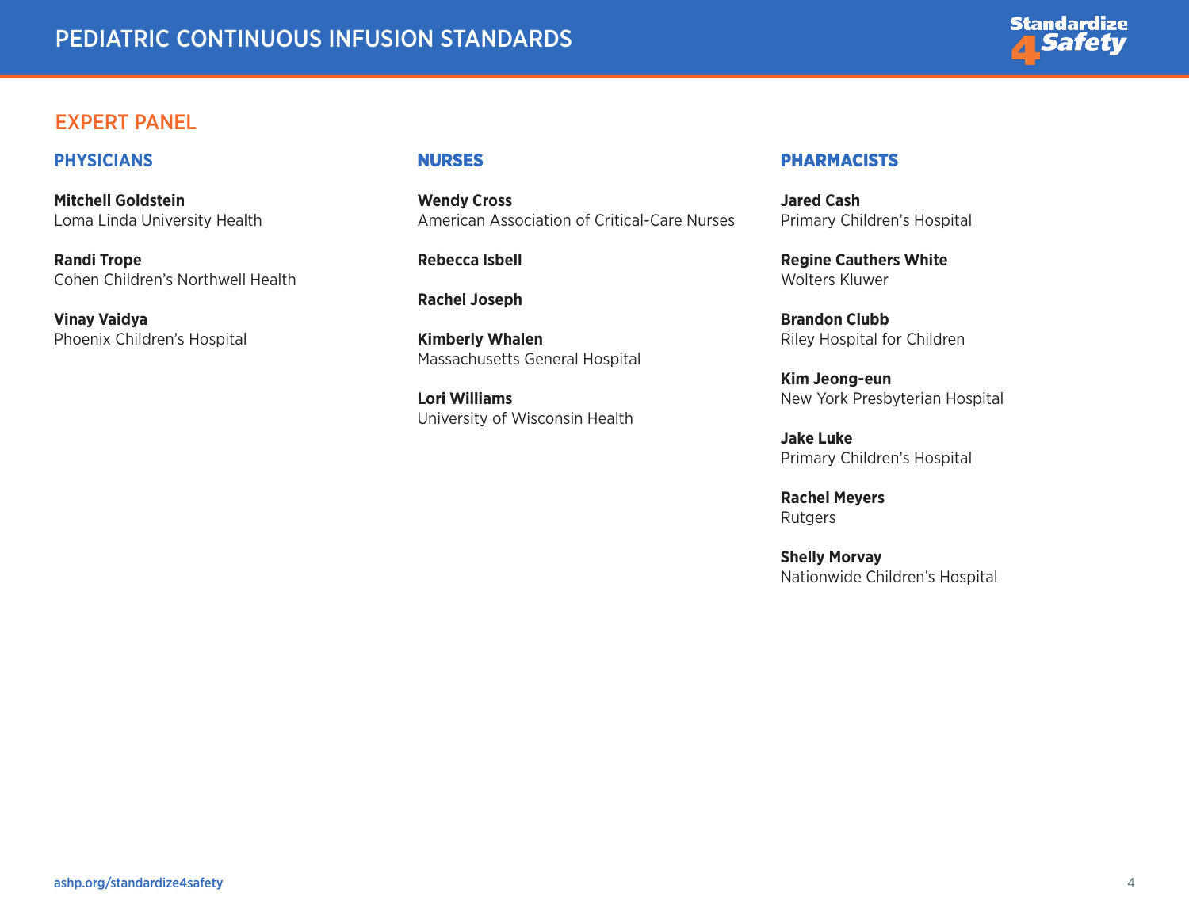## EXPERT PANEL

### PHYSICIANS

**Mitchell Goldstein**
Loma Linda University Health

**Randi Trope**
Cohen Children's Northwell Health

**Vinay Vaidya**
Phoenix Children's Hospital

### NURSES

**Wendy Cross**
American Association of Critical-Care Nurses

**Rebecca Isbell**

**Rachel Joseph**

**Kimberly Whalen**
Massachusetts General Hospital

**Lori Williams**
University of Wisconsin Health

### PHARMACISTS

**Jared Cash**
Primary Children's Hospital

**Regine Cauthers White**
Wolters Kluwer

**Brandon Clubb**
Riley Hospital for Children

**Kim Jeong-eun**
New York Presbyterian Hospital

**Jake Luke**
Primary Children's Hospital

**Rachel Meyers**
Rutgers

**Shelly Morvay**
Nationwide Children's Hospital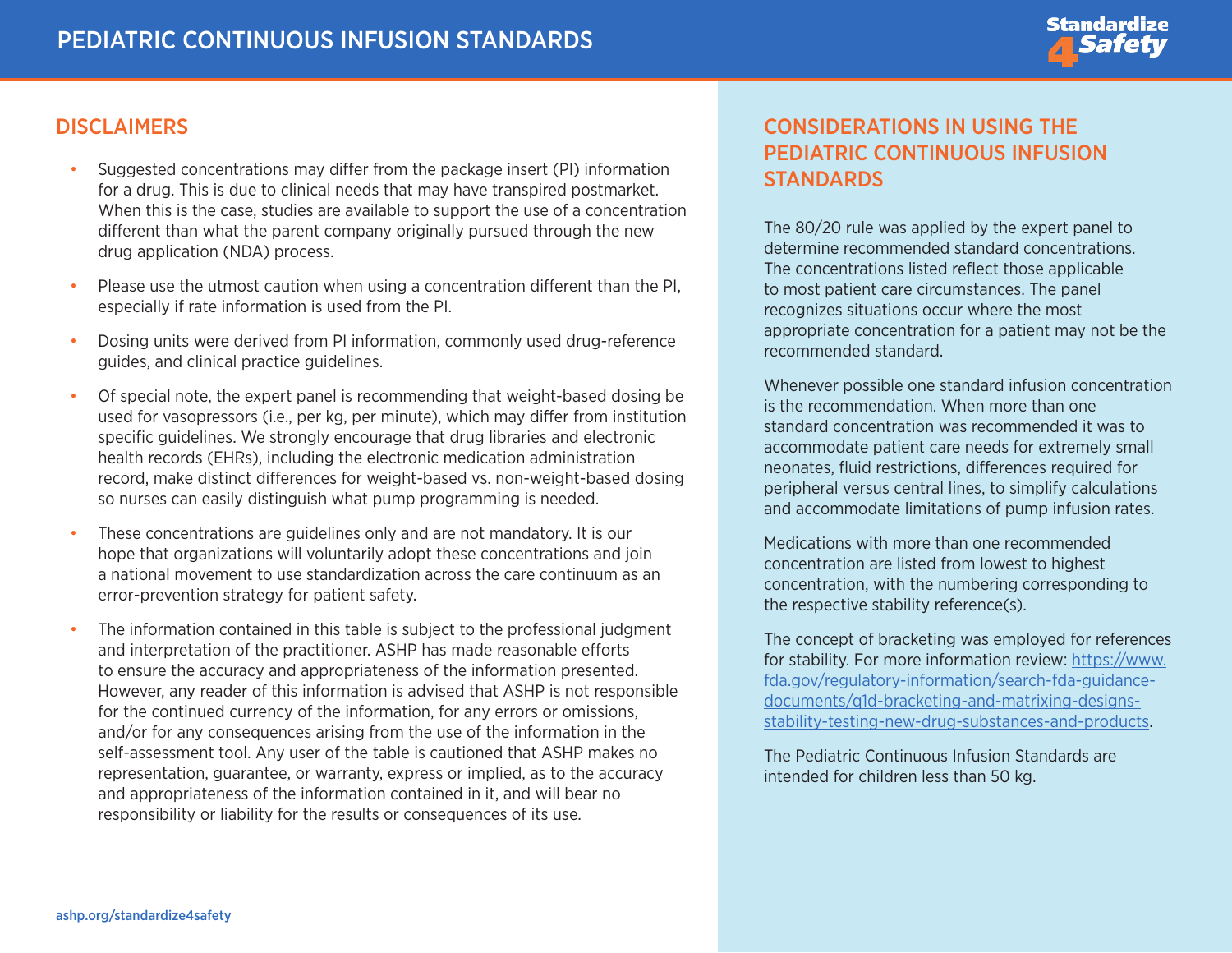## DISCLAIMERS

- Suggested concentrations may differ from the package insert (PI) information for a drug. This is due to clinical needs that may have transpired postmarket. When this is the case, studies are available to support the use of a concentration different than what the parent company originally pursued through the new drug application (NDA) process.
- Please use the utmost caution when using a concentration different than the PI, especially if rate information is used from the PI.
- Dosing units were derived from PI information, commonly used drug-reference guides, and clinical practice guidelines.
- Of special note, the expert panel is recommending that weight-based dosing be used for vasopressors (i.e., per kg, per minute), which may differ from institution specific guidelines. We strongly encourage that drug libraries and electronic health records (EHRs), including the electronic medication administration record, make distinct differences for weight-based vs. non-weight-based dosing so nurses can easily distinguish what pump programming is needed.
- These concentrations are guidelines only and are not mandatory. It is our hope that organizations will voluntarily adopt these concentrations and join a national movement to use standardization across the care continuum as an error-prevention strategy for patient safety.
- The information contained in this table is subject to the professional judgment and interpretation of the practitioner. ASHP has made reasonable efforts to ensure the accuracy and appropriateness of the information presented. However, any reader of this information is advised that ASHP is not responsible for the continued currency of the information, for any errors or omissions, and/or for any consequences arising from the use of the information in the self-assessment tool. Any user of the table is cautioned that ASHP makes no representation, guarantee, or warranty, express or implied, as to the accuracy and appropriateness of the information contained in it, and will bear no responsibility or liability for the results or consequences of its use.

## CONSIDERATIONS IN USING THE PEDIATRIC CONTINUOUS INFUSION STANDARDS

The 80/20 rule was applied by the expert panel to determine recommended standard concentrations. The concentrations listed reflect those applicable to most patient care circumstances. The panel recognizes situations occur where the most appropriate concentration for a patient may not be the recommended standard.

Whenever possible one standard infusion concentration is the recommendation. When more than one standard concentration was recommended it was to accommodate patient care needs for extremely small neonates, fluid restrictions, differences required for peripheral versus central lines, to simplify calculations and accommodate limitations of pump infusion rates.

Medications with more than one recommended concentration are listed from lowest to highest concentration, with the numbering corresponding to the respective stability reference(s).

The concept of bracketing was employed for references for stability. For more information review: https://www.fda.gov/regulatory-information/search-fda-guidance-documents/q1d-bracketing-and-matrixing-designs-stability-testing-new-drug-substances-and-products.

The Pediatric Continuous Infusion Standards are intended for children less than 50 kg.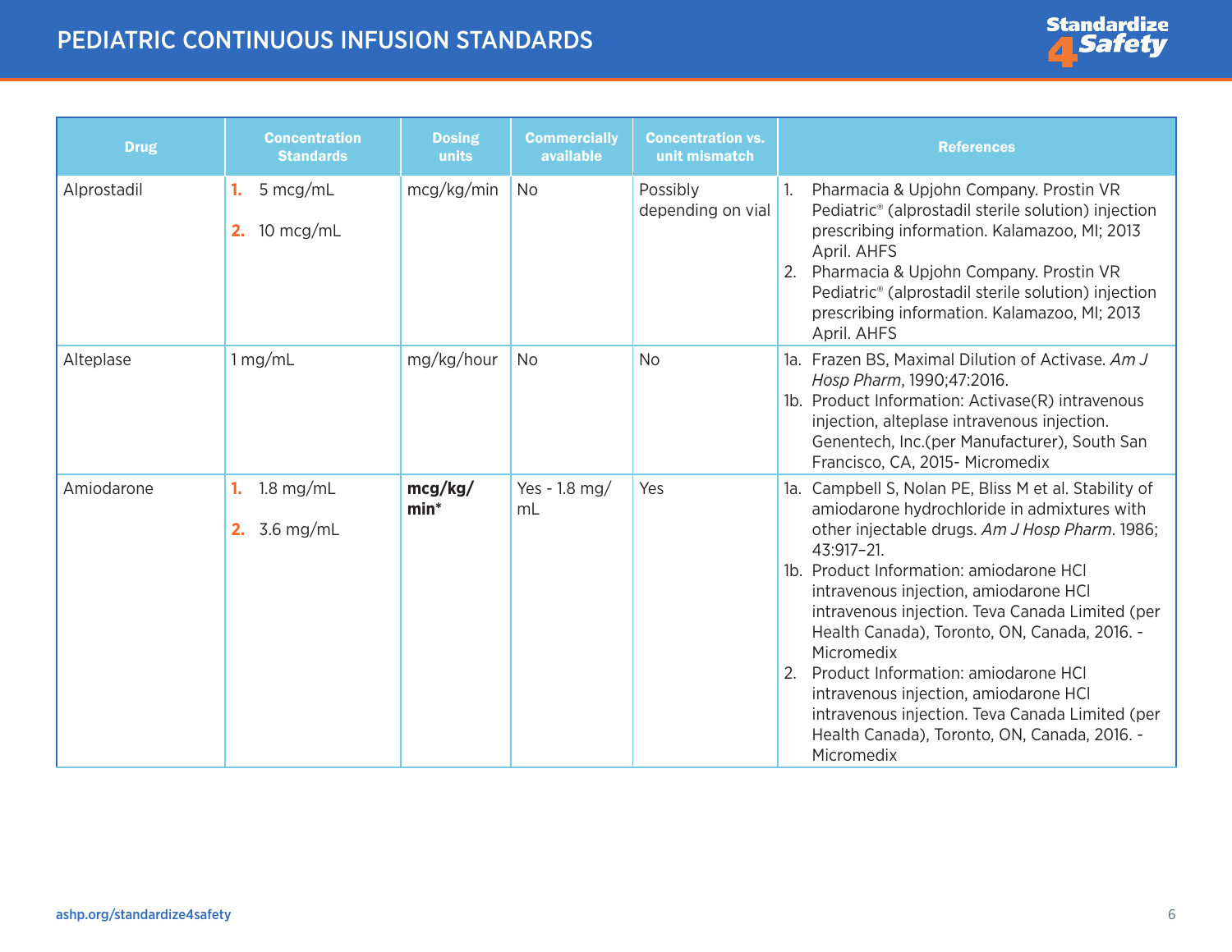# PEDIATRIC CONTINUOUS INFUSION STANDARDS

| Drug | Concentration Standards | Dosing units | Commercially available | Concentration vs. unit mismatch | References |
|---|---|---|---|---|---|
| Alprostadil | **1.** 5 mcg/mL<br>**2.** 10 mcg/mL | mcg/kg/min | No | Possibly depending on vial | 1. Pharmacia & Upjohn Company. Prostin VR Pediatric® (alprostadil sterile solution) injection prescribing information. Kalamazoo, MI; 2013 April. AHFS<br>2. Pharmacia & Upjohn Company. Prostin VR Pediatric® (alprostadil sterile solution) injection prescribing information. Kalamazoo, MI; 2013 April. AHFS |
| Alteplase | 1 mg/mL | mg/kg/hour | No | No | 1a. Frazen BS, Maximal Dilution of Activase. *Am J Hosp Pharm*, 1990;47:2016.<br>1b. Product Information: Activase(R) intravenous injection, alteplase intravenous injection. Genentech, Inc.(per Manufacturer), South San Francisco, CA, 2015- Micromedix |
| Amiodarone | **1.** 1.8 mg/mL<br>**2.** 3.6 mg/mL | **mcg/kg/min*** | Yes - 1.8 mg/mL | Yes | 1a. Campbell S, Nolan PE, Bliss M et al. Stability of amiodarone hydrochloride in admixtures with other injectable drugs. *Am J Hosp Pharm*. 1986; 43:917–21.<br>1b. Product Information: amiodarone HCl intravenous injection, amiodarone HCl intravenous injection. Teva Canada Limited (per Health Canada), Toronto, ON, Canada, 2016. - Micromedix<br>2. Product Information: amiodarone HCl intravenous injection, amiodarone HCl intravenous injection. Teva Canada Limited (per Health Canada), Toronto, ON, Canada, 2016. - Micromedix |

ashp.org/standardize4safety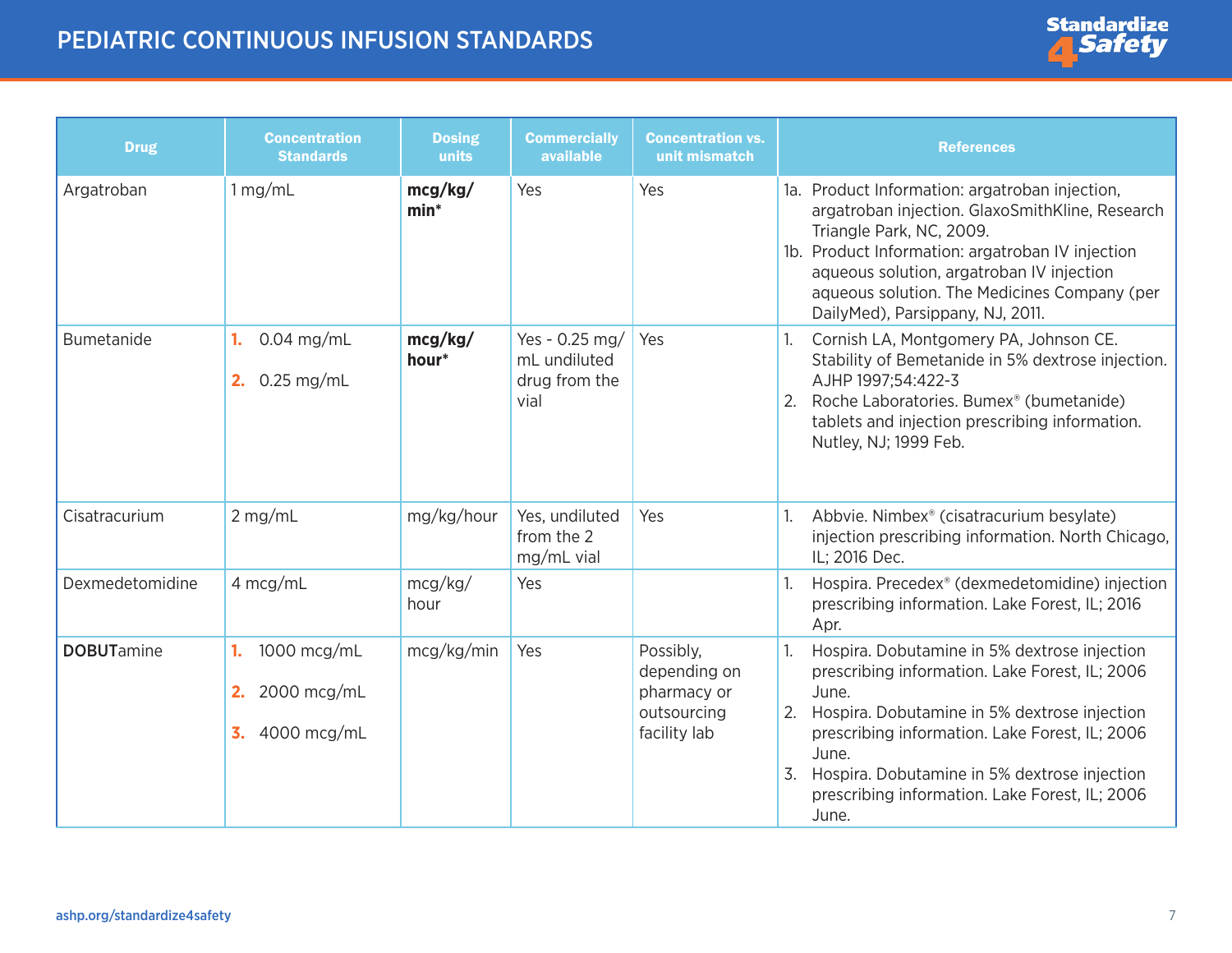# PEDIATRIC CONTINUOUS INFUSION STANDARDS

| Drug | Concentration Standards | Dosing units | Commercially available | Concentration vs. unit mismatch | References |
|---|---|---|---|---|---|
| Argatroban | 1 mg/mL | **mcg/kg/min*** | Yes | Yes | 1a. Product Information: argatroban injection, argatroban injection. GlaxoSmithKline, Research Triangle Park, NC, 2009.<br>1b. Product Information: argatroban IV injection aqueous solution, argatroban IV injection aqueous solution. The Medicines Company (per DailyMed), Parsippany, NJ, 2011. |
| Bumetanide | 1. 0.04 mg/mL<br>2. 0.25 mg/mL | **mcg/kg/hour*** | Yes - 0.25 mg/mL undiluted drug from the vial | Yes | 1. Cornish LA, Montgomery PA, Johnson CE. Stability of Bemetanide in 5% dextrose injection. AJHP 1997;54:422-3<br>2. Roche Laboratories. Bumex® (bumetanide) tablets and injection prescribing information. Nutley, NJ; 1999 Feb. |
| Cisatracurium | 2 mg/mL | mg/kg/hour | Yes, undiluted from the 2 mg/mL vial | Yes | 1. Abbvie. Nimbex® (cisatracurium besylate) injection prescribing information. North Chicago, IL; 2016 Dec. |
| Dexmedetomidine | 4 mcg/mL | mcg/kg/hour | Yes | | 1. Hospira. Precedex® (dexmedetomidine) injection prescribing information. Lake Forest, IL; 2016 Apr. |
| **DOBUT**amine | 1. 1000 mcg/mL<br>2. 2000 mcg/mL<br>3. 4000 mcg/mL | mcg/kg/min | Yes | Possibly, depending on pharmacy or outsourcing facility lab | 1. Hospira. Dobutamine in 5% dextrose injection prescribing information. Lake Forest, IL; 2006 June.<br>2. Hospira. Dobutamine in 5% dextrose injection prescribing information. Lake Forest, IL; 2006 June.<br>3. Hospira. Dobutamine in 5% dextrose injection prescribing information. Lake Forest, IL; 2006 June. |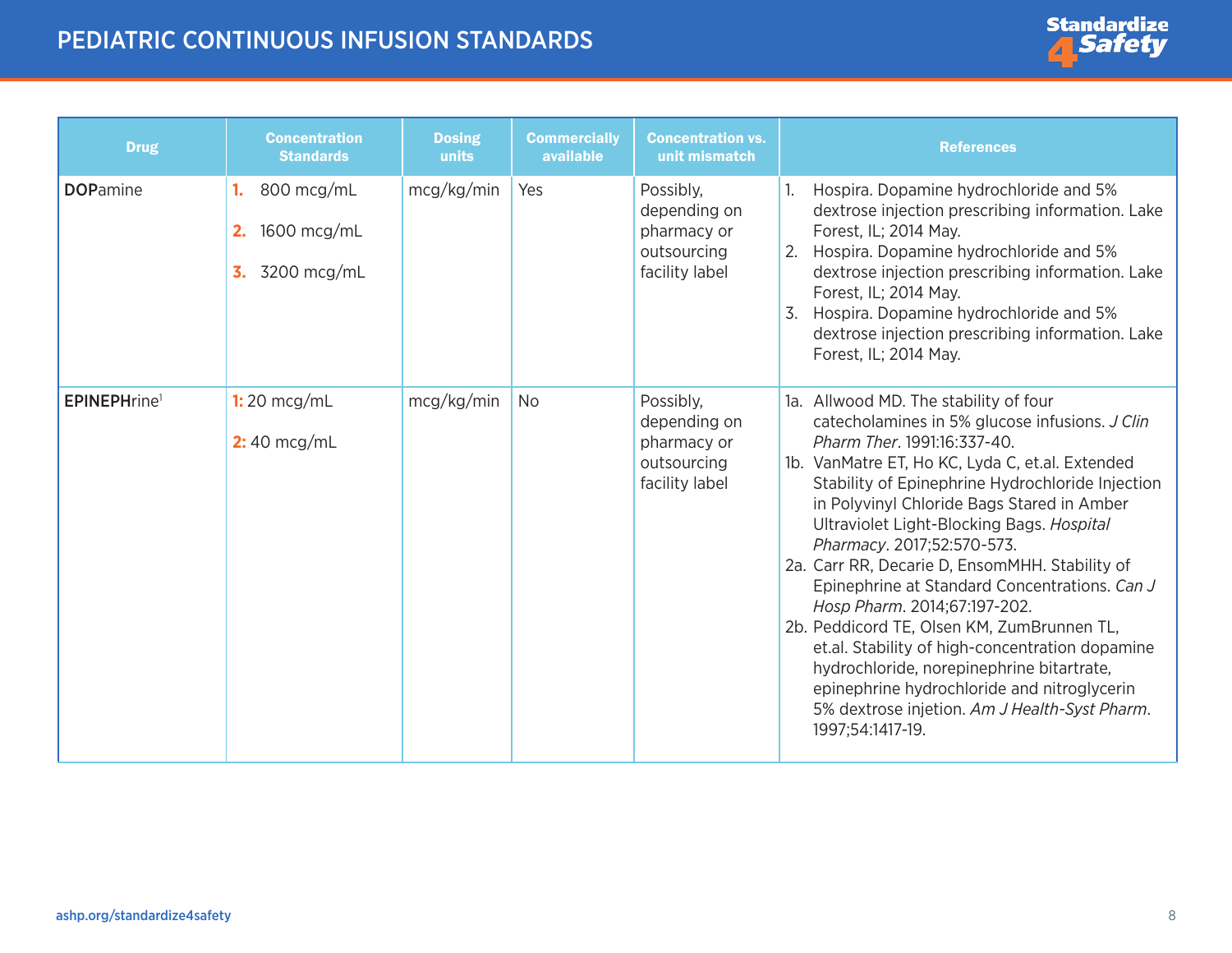# PEDIATRIC CONTINUOUS INFUSION STANDARDS

| Drug | Concentration Standards | Dosing units | Commercially available | Concentration vs. unit mismatch | References |
|---|---|---|---|---|---|
| **DOP**amine | **1.** 800 mcg/mL<br>**2.** 1600 mcg/mL<br>**3.** 3200 mcg/mL | mcg/kg/min | Yes | Possibly, depending on pharmacy or outsourcing facility label | 1. Hospira. Dopamine hydrochloride and 5% dextrose injection prescribing information. Lake Forest, IL; 2014 May.<br>2. Hospira. Dopamine hydrochloride and 5% dextrose injection prescribing information. Lake Forest, IL; 2014 May.<br>3. Hospira. Dopamine hydrochloride and 5% dextrose injection prescribing information. Lake Forest, IL; 2014 May. |
| **EPINEPH**rine[1] | **1:** 20 mcg/mL<br>**2:** 40 mcg/mL | mcg/kg/min | No | Possibly, depending on pharmacy or outsourcing facility label | 1a. Allwood MD. The stability of four catecholamines in 5% glucose infusions. *J Clin Pharm Ther*. 1991:16:337-40.<br>1b. VanMatre ET, Ho KC, Lyda C, et.al. Extended Stability of Epinephrine Hydrochloride Injection in Polyvinyl Chloride Bags Stared in Amber Ultraviolet Light-Blocking Bags. *Hospital Pharmacy*. 2017;52:570-573.<br>2a. Carr RR, Decarie D, EnsomMHH. Stability of Epinephrine at Standard Concentrations. *Can J Hosp Pharm*. 2014;67:197-202.<br>2b. Peddicord TE, Olsen KM, ZumBrunnen TL, et.al. Stability of high-concentration dopamine hydrochloride, norepinephrine bitartrate, epinephrine hydrochloride and nitroglycerin 5% dextrose injetion. *Am J Health-Syst Pharm*. 1997;54:1417-19. |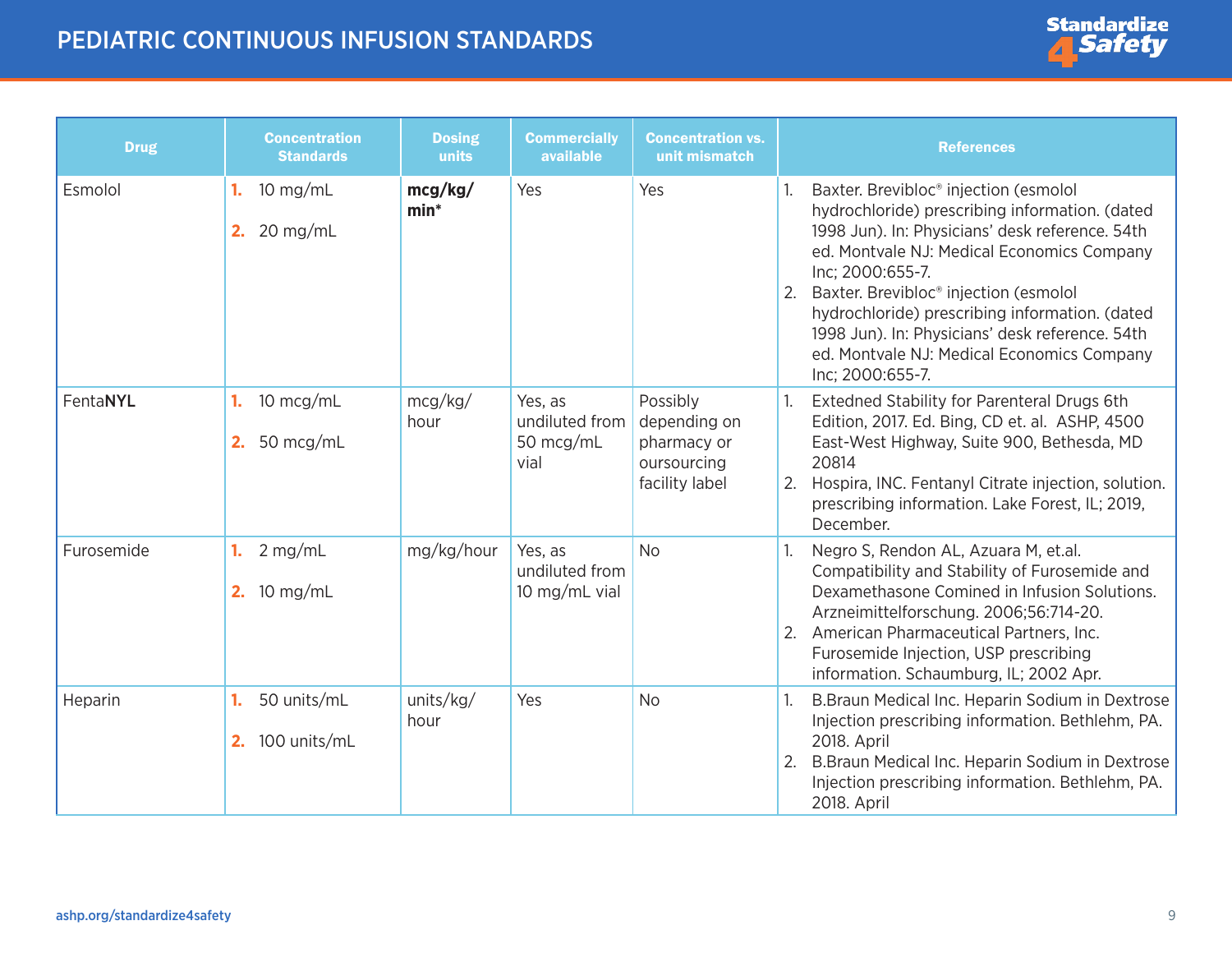# PEDIATRIC CONTINUOUS INFUSION STANDARDS

| Drug | Concentration Standards | Dosing units | Commercially available | Concentration vs. unit mismatch | References |
|---|---|---|---|---|---|
| Esmolol | 1. 10 mg/mL<br>2. 20 mg/mL | **mcg/kg/min*** | Yes | Yes | 1. Baxter. Brevibloc® injection (esmolol hydrochloride) prescribing information. (dated 1998 Jun). In: Physicians' desk reference. 54th ed. Montvale NJ: Medical Economics Company Inc; 2000:655-7.<br>2. Baxter. Brevibloc® injection (esmolol hydrochloride) prescribing information. (dated 1998 Jun). In: Physicians' desk reference. 54th ed. Montvale NJ: Medical Economics Company Inc; 2000:655-7. |
| Fenta**NYL** | 1. 10 mcg/mL<br>2. 50 mcg/mL | mcg/kg/hour | Yes, as undiluted from 50 mcg/mL vial | Possibly depending on pharmacy or oursourcing facility label | 1. Extedned Stability for Parenteral Drugs 6th Edition, 2017. Ed. Bing, CD et. al. ASHP, 4500 East-West Highway, Suite 900, Bethesda, MD 20814<br>2. Hospira, INC. Fentanyl Citrate injection, solution. prescribing information. Lake Forest, IL; 2019, December. |
| Furosemide | 1. 2 mg/mL<br>2. 10 mg/mL | mg/kg/hour | Yes, as undiluted from 10 mg/mL vial | No | 1. Negro S, Rendon AL, Azuara M, et.al. Compatibility and Stability of Furosemide and Dexamethasone Comined in Infusion Solutions. Arzneimittelforschung. 2006;56:714-20.<br>2. American Pharmaceutical Partners, Inc. Furosemide Injection, USP prescribing information. Schaumburg, IL; 2002 Apr. |
| Heparin | 1. 50 units/mL<br>2. 100 units/mL | units/kg/hour | Yes | No | 1. B.Braun Medical Inc. Heparin Sodium in Dextrose Injection prescribing information. Bethlehm, PA. 2018. April<br>2. B.Braun Medical Inc. Heparin Sodium in Dextrose Injection prescribing information. Bethlehm, PA. 2018. April |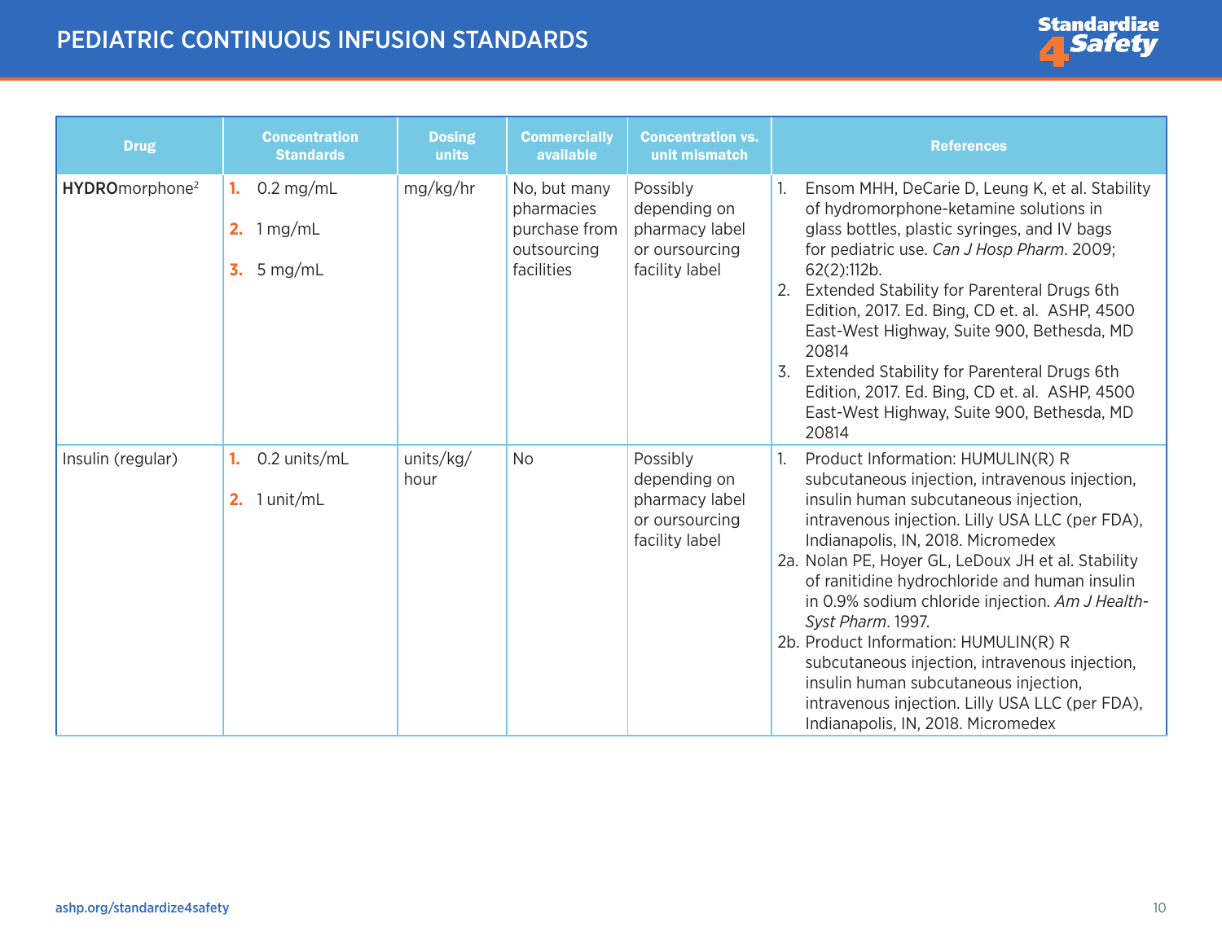# PEDIATRIC CONTINUOUS INFUSION STANDARDS

| Drug | Concentration Standards | Dosing units | Commercially available | Concentration vs. unit mismatch | References |
|---|---|---|---|---|---|
| **HYDRO**morphone[2] | 1. 0.2 mg/mL<br>2. 1 mg/mL<br>3. 5 mg/mL | mg/kg/hr | No, but many pharmacies purchase from outsourcing facilities | Possibly depending on pharmacy label or oursourcing facility label | 1. Ensom MHH, DeCarie D, Leung K, et al. Stability of hydromorphone-ketamine solutions in glass bottles, plastic syringes, and IV bags for pediatric use. *Can J Hosp Pharm*. 2009; 62(2):112b.<br>2. Extended Stability for Parenteral Drugs 6th Edition, 2017. Ed. Bing, CD et. al. ASHP, 4500 East-West Highway, Suite 900, Bethesda, MD 20814<br>3. Extended Stability for Parenteral Drugs 6th Edition, 2017. Ed. Bing, CD et. al. ASHP, 4500 East-West Highway, Suite 900, Bethesda, MD 20814 |
| Insulin (regular) | 1. 0.2 units/mL<br>2. 1 unit/mL | units/kg/hour | No | Possibly depending on pharmacy label or oursourcing facility label | 1. Product Information: HUMULIN(R) R subcutaneous injection, intravenous injection, insulin human subcutaneous injection, intravenous injection. Lilly USA LLC (per FDA), Indianapolis, IN, 2018. Micromedex<br>2a. Nolan PE, Hoyer GL, LeDoux JH et al. Stability of ranitidine hydrochloride and human insulin in 0.9% sodium chloride injection. *Am J Health-Syst Pharm*. 1997.<br>2b. Product Information: HUMULIN(R) R subcutaneous injection, intravenous injection, insulin human subcutaneous injection, intravenous injection. Lilly USA LLC (per FDA), Indianapolis, IN, 2018. Micromedex |

ashp.org/standardize4safety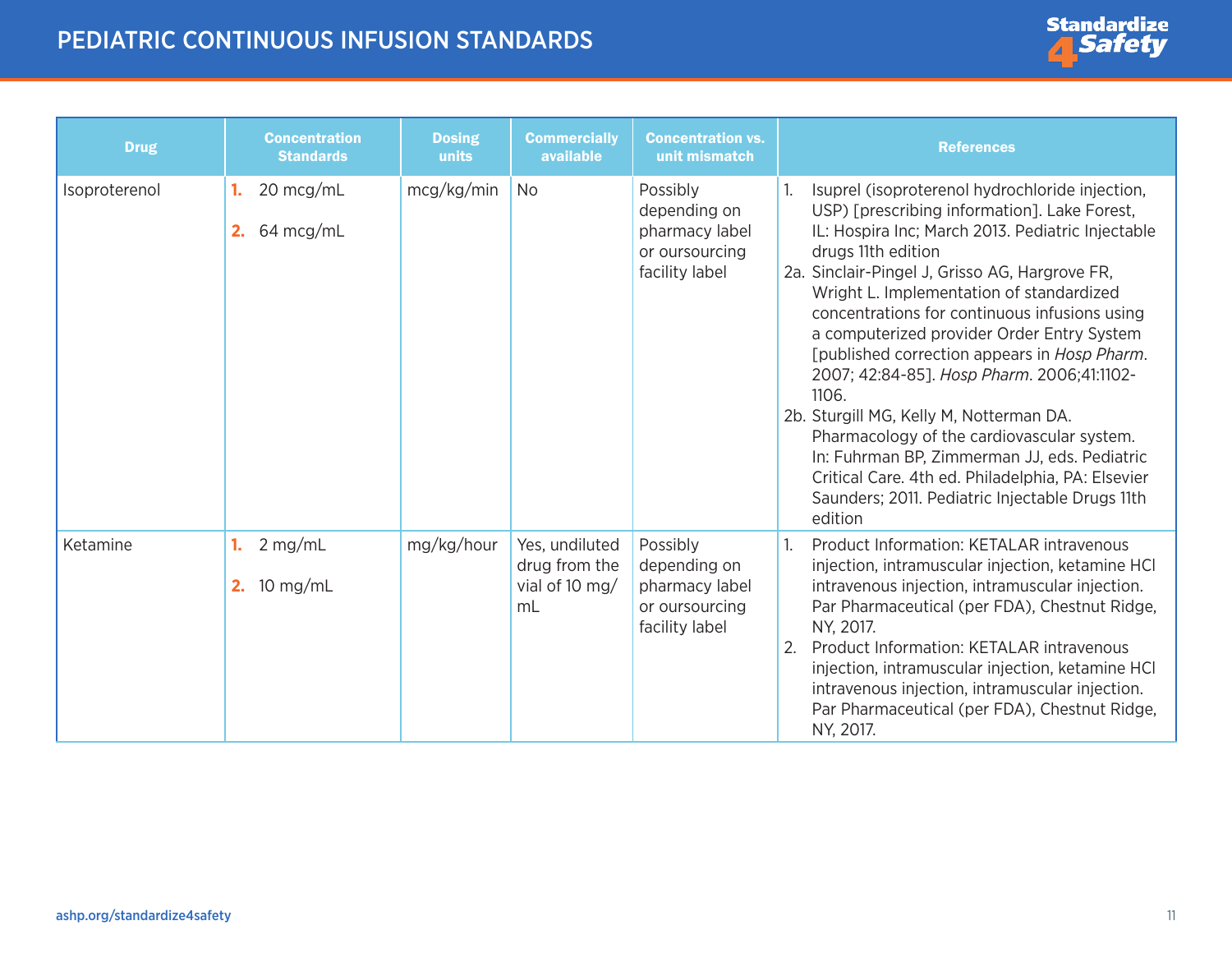# PEDIATRIC CONTINUOUS INFUSION STANDARDS

| Drug | Concentration Standards | Dosing units | Commercially available | Concentration vs. unit mismatch | References |
|---|---|---|---|---|---|
| Isoproterenol | 1. 20 mcg/mL<br>2. 64 mcg/mL | mcg/kg/min | No | Possibly depending on pharmacy label or oursourcing facility label | 1. Isuprel (isoproterenol hydrochloride injection, USP) [prescribing information]. Lake Forest, IL: Hospira Inc; March 2013. Pediatric Injectable drugs 11th edition<br>2a. Sinclair-Pingel J, Grisso AG, Hargrove FR, Wright L. Implementation of standardized concentrations for continuous infusions using a computerized provider Order Entry System [published correction appears in *Hosp Pharm*. 2007; 42:84-85]. *Hosp Pharm*. 2006;41:1102-1106.<br>2b. Sturgill MG, Kelly M, Notterman DA. Pharmacology of the cardiovascular system. In: Fuhrman BP, Zimmerman JJ, eds. Pediatric Critical Care. 4th ed. Philadelphia, PA: Elsevier Saunders; 2011. Pediatric Injectable Drugs 11th edition |
| Ketamine | 1. 2 mg/mL<br>2. 10 mg/mL | mg/kg/hour | Yes, undiluted drug from the vial of 10 mg/mL | Possibly depending on pharmacy label or oursourcing facility label | 1. Product Information: KETALAR intravenous injection, intramuscular injection, ketamine HCl intravenous injection, intramuscular injection. Par Pharmaceutical (per FDA), Chestnut Ridge, NY, 2017.<br>2. Product Information: KETALAR intravenous injection, intramuscular injection, ketamine HCl intravenous injection, intramuscular injection. Par Pharmaceutical (per FDA), Chestnut Ridge, NY, 2017. |

ashp.org/standardize4safety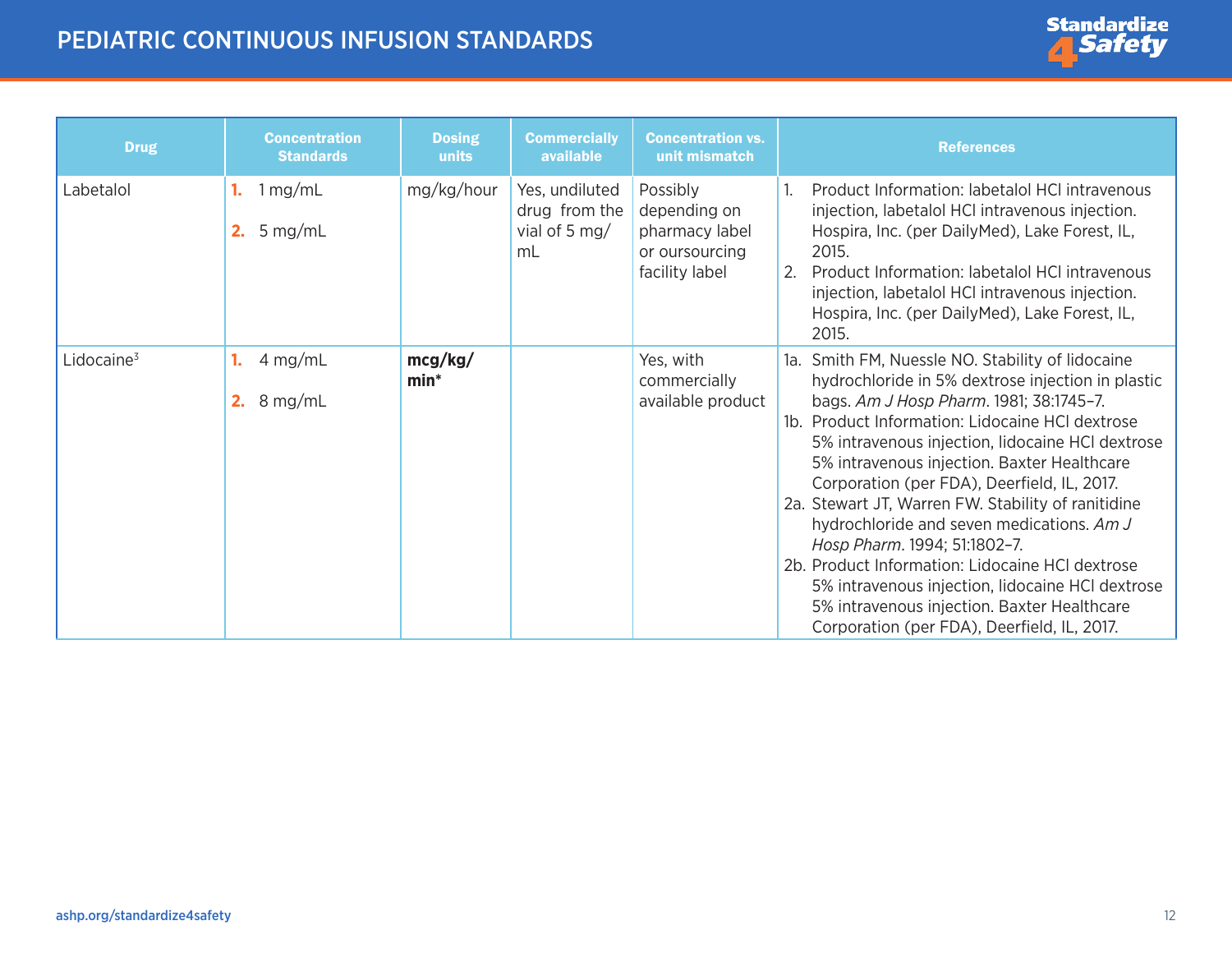# PEDIATRIC CONTINUOUS INFUSION STANDARDS

| Drug | Concentration Standards | Dosing units | Commercially available | Concentration vs. unit mismatch | References |
|---|---|---|---|---|---|
| Labetalol | 1. 1 mg/mL<br>2. 5 mg/mL | mg/kg/hour | Yes, undiluted drug from the vial of 5 mg/mL | Possibly depending on pharmacy label or oursourcing facility label | 1. Product Information: labetalol HCl intravenous injection, labetalol HCl intravenous injection. Hospira, Inc. (per DailyMed), Lake Forest, IL, 2015.<br>2. Product Information: labetalol HCl intravenous injection, labetalol HCl intravenous injection. Hospira, Inc. (per DailyMed), Lake Forest, IL, 2015. |
| Lidocaine[3] | 1. 4 mg/mL<br>2. 8 mg/mL | **mcg/kg/min*** | | Yes, with commercially available product | 1a. Smith FM, Nuessle NO. Stability of lidocaine hydrochloride in 5% dextrose injection in plastic bags. *Am J Hosp Pharm*. 1981; 38:1745–7.<br>1b. Product Information: Lidocaine HCl dextrose 5% intravenous injection, lidocaine HCl dextrose 5% intravenous injection. Baxter Healthcare Corporation (per FDA), Deerfield, IL, 2017.<br>2a. Stewart JT, Warren FW. Stability of ranitidine hydrochloride and seven medications. *Am J Hosp Pharm*. 1994; 51:1802–7.<br>2b. Product Information: Lidocaine HCl dextrose 5% intravenous injection, lidocaine HCl dextrose 5% intravenous injection. Baxter Healthcare Corporation (per FDA), Deerfield, IL, 2017. |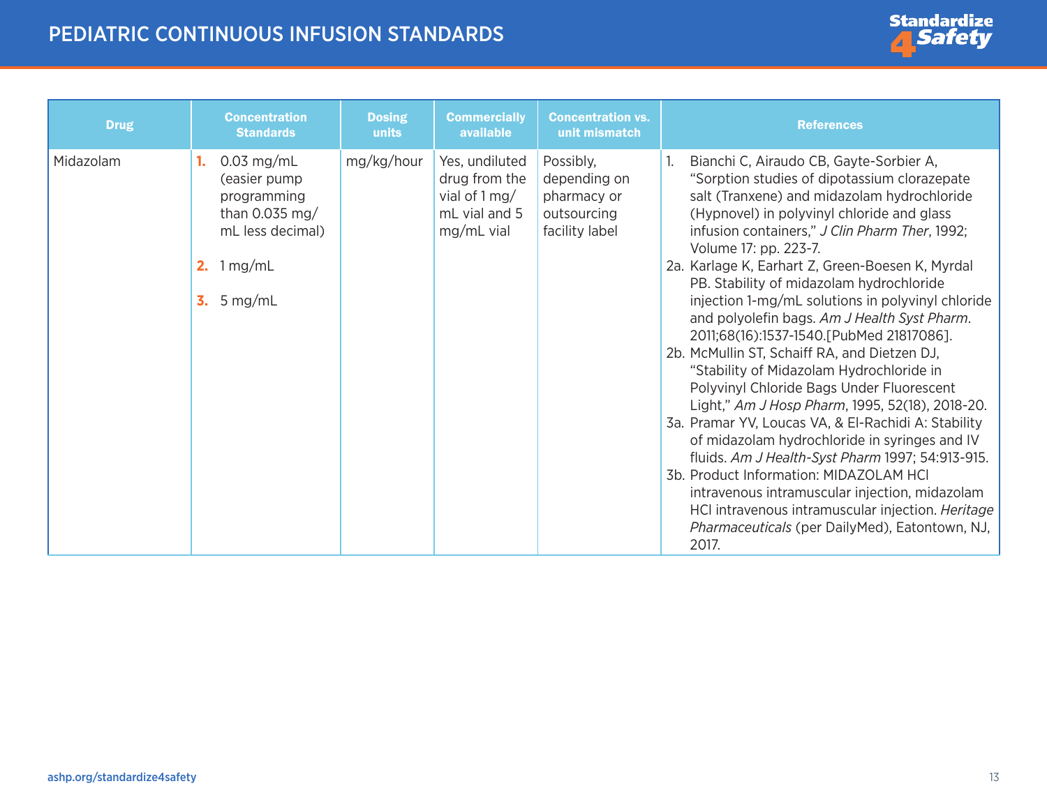# PEDIATRIC CONTINUOUS INFUSION STANDARDS

| Drug | Concentration Standards | Dosing units | Commercially available | Concentration vs. unit mismatch | References |
|---|---|---|---|---|---|
| Midazolam | 1. 0.03 mg/mL (easier pump programming than 0.035 mg/mL less decimal)<br><br>2. 1 mg/mL<br><br>3. 5 mg/mL | mg/kg/hour | Yes, undiluted drug from the vial of 1 mg/mL vial and 5 mg/mL vial | Possibly, depending on pharmacy or outsourcing facility label | 1. Bianchi C, Airaudo CB, Gayte-Sorbier A, "Sorption studies of dipotassium clorazepate salt (Tranxene) and midazolam hydrochloride (Hypnovel) in polyvinyl chloride and glass infusion containers," *J Clin Pharm Ther*, 1992; Volume 17: pp. 223-7.<br>2a. Karlage K, Earhart Z, Green-Boesen K, Myrdal PB. Stability of midazolam hydrochloride injection 1-mg/mL solutions in polyvinyl chloride and polyolefin bags. *Am J Health Syst Pharm*. 2011;68(16):1537-1540.[PubMed 21817086].<br>2b. McMullin ST, Schaiff RA, and Dietzen DJ, "Stability of Midazolam Hydrochloride in Polyvinyl Chloride Bags Under Fluorescent Light," *Am J Hosp Pharm*, 1995, 52(18), 2018-20.<br>3a. Pramar YV, Loucas VA, & El-Rachidi A: Stability of midazolam hydrochloride in syringes and IV fluids. *Am J Health-Syst Pharm* 1997; 54:913-915.<br>3b. Product Information: MIDAZOLAM HCl intravenous intramuscular injection, midazolam HCl intravenous intramuscular injection. *Heritage Pharmaceuticals* (per DailyMed), Eatontown, NJ, 2017. |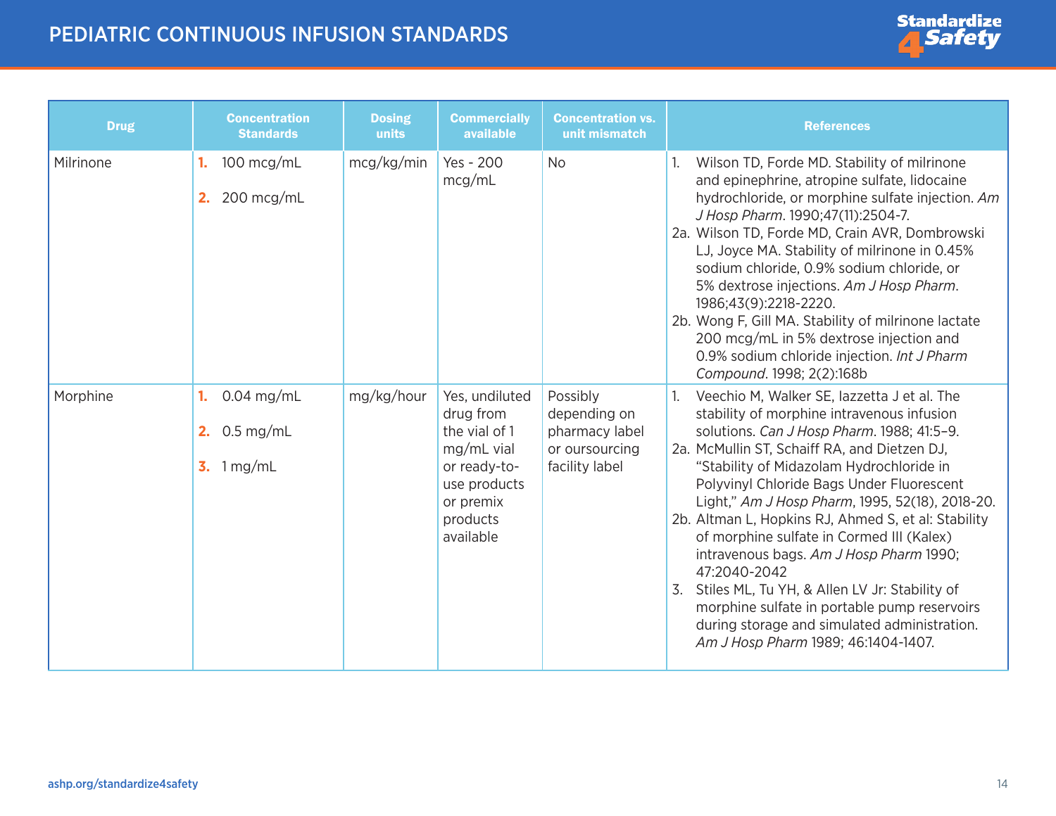# PEDIATRIC CONTINUOUS INFUSION STANDARDS

| Drug | Concentration Standards | Dosing units | Commercially available | Concentration vs. unit mismatch | References |
|---|---|---|---|---|---|
| Milrinone | 1. 100 mcg/mL<br>2. 200 mcg/mL | mcg/kg/min | Yes - 200 mcg/mL | No | 1. Wilson TD, Forde MD. Stability of milrinone and epinephrine, atropine sulfate, lidocaine hydrochloride, or morphine sulfate injection. *Am J Hosp Pharm*. 1990;47(11):2504-7.<br>2a. Wilson TD, Forde MD, Crain AVR, Dombrowski LJ, Joyce MA. Stability of milrinone in 0.45% sodium chloride, 0.9% sodium chloride, or 5% dextrose injections. *Am J Hosp Pharm*. 1986;43(9):2218-2220.<br>2b. Wong F, Gill MA. Stability of milrinone lactate 200 mcg/mL in 5% dextrose injection and 0.9% sodium chloride injection. *Int J Pharm Compound*. 1998; 2(2):168b |
| Morphine | 1. 0.04 mg/mL<br>2. 0.5 mg/mL<br>3. 1 mg/mL | mg/kg/hour | Yes, undiluted drug from the vial of 1 mg/mL vial or ready-to-use products or premix products available | Possibly depending on pharmacy label or oursourcing facility label | 1. Veechio M, Walker SE, Iazzetta J et al. The stability of morphine intravenous infusion solutions. *Can J Hosp Pharm*. 1988; 41:5–9.<br>2a. McMullin ST, Schaiff RA, and Dietzen DJ, "Stability of Midazolam Hydrochloride in Polyvinyl Chloride Bags Under Fluorescent Light," *Am J Hosp Pharm*, 1995, 52(18), 2018-20.<br>2b. Altman L, Hopkins RJ, Ahmed S, et al: Stability of morphine sulfate in Cormed III (Kalex) intravenous bags. *Am J Hosp Pharm* 1990; 47:2040-2042<br>3. Stiles ML, Tu YH, & Allen LV Jr: Stability of morphine sulfate in portable pump reservoirs during storage and simulated administration. *Am J Hosp Pharm* 1989; 46:1404-1407. |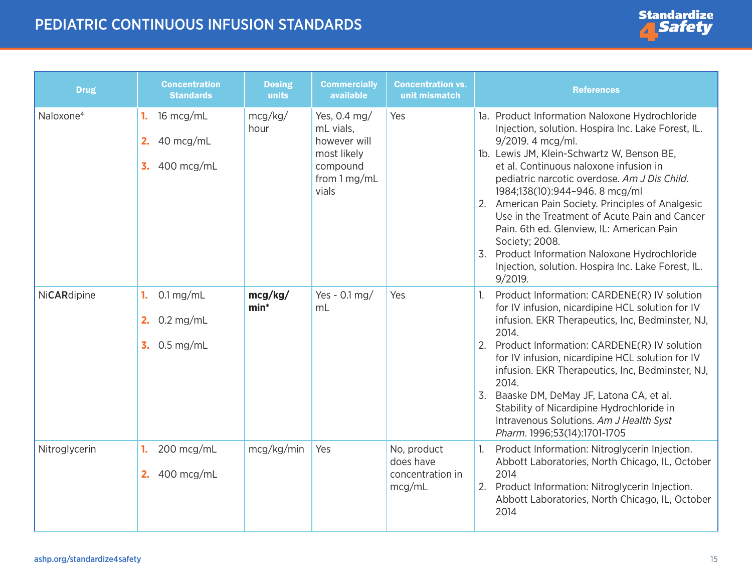# PEDIATRIC CONTINUOUS INFUSION STANDARDS

| Drug | Concentration Standards | Dosing units | Commercially available | Concentration vs. unit mismatch | References |
|---|---|---|---|---|---|
| Naloxone[4] | 1. 16 mcg/mL<br>2. 40 mcg/mL<br>3. 400 mcg/mL | mcg/kg/hour | Yes, 0.4 mg/mL vials, however will most likely compound from 1 mg/mL vials | Yes | 1a. Product Information Naloxone Hydrochloride Injection, solution. Hospira Inc. Lake Forest, IL. 9/2019. 4 mcg/ml.<br>1b. Lewis JM, Klein-Schwartz W, Benson BE, et al. Continuous naloxone infusion in pediatric narcotic overdose. *Am J Dis Child*. 1984;138(10):944–946. 8 mcg/ml<br>2. American Pain Society. Principles of Analgesic Use in the Treatment of Acute Pain and Cancer Pain. 6th ed. Glenview, IL: American Pain Society; 2008.<br>3. Product Information Naloxone Hydrochloride Injection, solution. Hospira Inc. Lake Forest, IL. 9/2019. |
| Ni**CAR**dipine | 1. 0.1 mg/mL<br>2. 0.2 mg/mL<br>3. 0.5 mg/mL | **mcg/kg/min*** | Yes - 0.1 mg/mL | Yes | 1. Product Information: CARDENE(R) IV solution for IV infusion, nicardipine HCL solution for IV infusion. EKR Therapeutics, Inc, Bedminster, NJ, 2014.<br>2. Product Information: CARDENE(R) IV solution for IV infusion, nicardipine HCL solution for IV infusion. EKR Therapeutics, Inc, Bedminster, NJ, 2014.<br>3. Baaske DM, DeMay JF, Latona CA, et al. Stability of Nicardipine Hydrochloride in Intravenous Solutions. *Am J Health Syst Pharm*. 1996;53(14):1701-1705 |
| Nitroglycerin | 1. 200 mcg/mL<br>2. 400 mcg/mL | mcg/kg/min | Yes | No, product does have concentration in mcg/mL | 1. Product Information: Nitroglycerin Injection. Abbott Laboratories, North Chicago, IL, October 2014<br>2. Product Information: Nitroglycerin Injection. Abbott Laboratories, North Chicago, IL, October 2014 |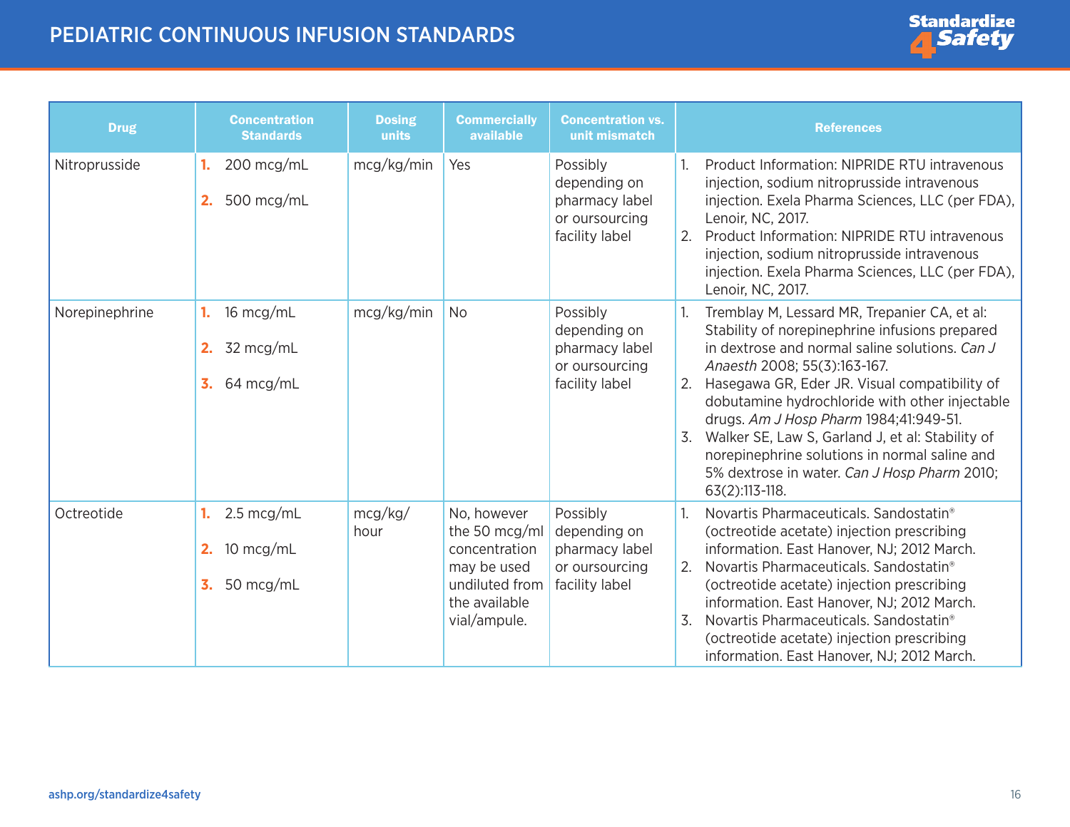# PEDIATRIC CONTINUOUS INFUSION STANDARDS

| Drug | Concentration Standards | Dosing units | Commercially available | Concentration vs. unit mismatch | References |
|---|---|---|---|---|---|
| Nitroprusside | 1. 200 mcg/mL<br>2. 500 mcg/mL | mcg/kg/min | Yes | Possibly depending on pharmacy label or oursourcing facility label | 1. Product Information: NIPRIDE RTU intravenous injection, sodium nitroprusside intravenous injection. Exela Pharma Sciences, LLC (per FDA), Lenoir, NC, 2017.<br>2. Product Information: NIPRIDE RTU intravenous injection, sodium nitroprusside intravenous injection. Exela Pharma Sciences, LLC (per FDA), Lenoir, NC, 2017. |
| Norepinephrine | 1. 16 mcg/mL<br>2. 32 mcg/mL<br>3. 64 mcg/mL | mcg/kg/min | No | Possibly depending on pharmacy label or oursourcing facility label | 1. Tremblay M, Lessard MR, Trepanier CA, et al: Stability of norepinephrine infusions prepared in dextrose and normal saline solutions. *Can J Anaesth* 2008; 55(3):163-167.<br>2. Hasegawa GR, Eder JR. Visual compatibility of dobutamine hydrochloride with other injectable drugs. *Am J Hosp Pharm* 1984;41:949-51.<br>3. Walker SE, Law S, Garland J, et al: Stability of norepinephrine solutions in normal saline and 5% dextrose in water. *Can J Hosp Pharm* 2010; 63(2):113-118. |
| Octreotide | 1. 2.5 mcg/mL<br>2. 10 mcg/mL<br>3. 50 mcg/mL | mcg/kg/hour | No, however the 50 mcg/ml concentration may be used undiluted from the available vial/ampule. | Possibly depending on pharmacy label or oursourcing facility label | 1. Novartis Pharmaceuticals. Sandostatin® (octreotide acetate) injection prescribing information. East Hanover, NJ; 2012 March.<br>2. Novartis Pharmaceuticals. Sandostatin® (octreotide acetate) injection prescribing information. East Hanover, NJ; 2012 March.<br>3. Novartis Pharmaceuticals. Sandostatin® (octreotide acetate) injection prescribing information. East Hanover, NJ; 2012 March. |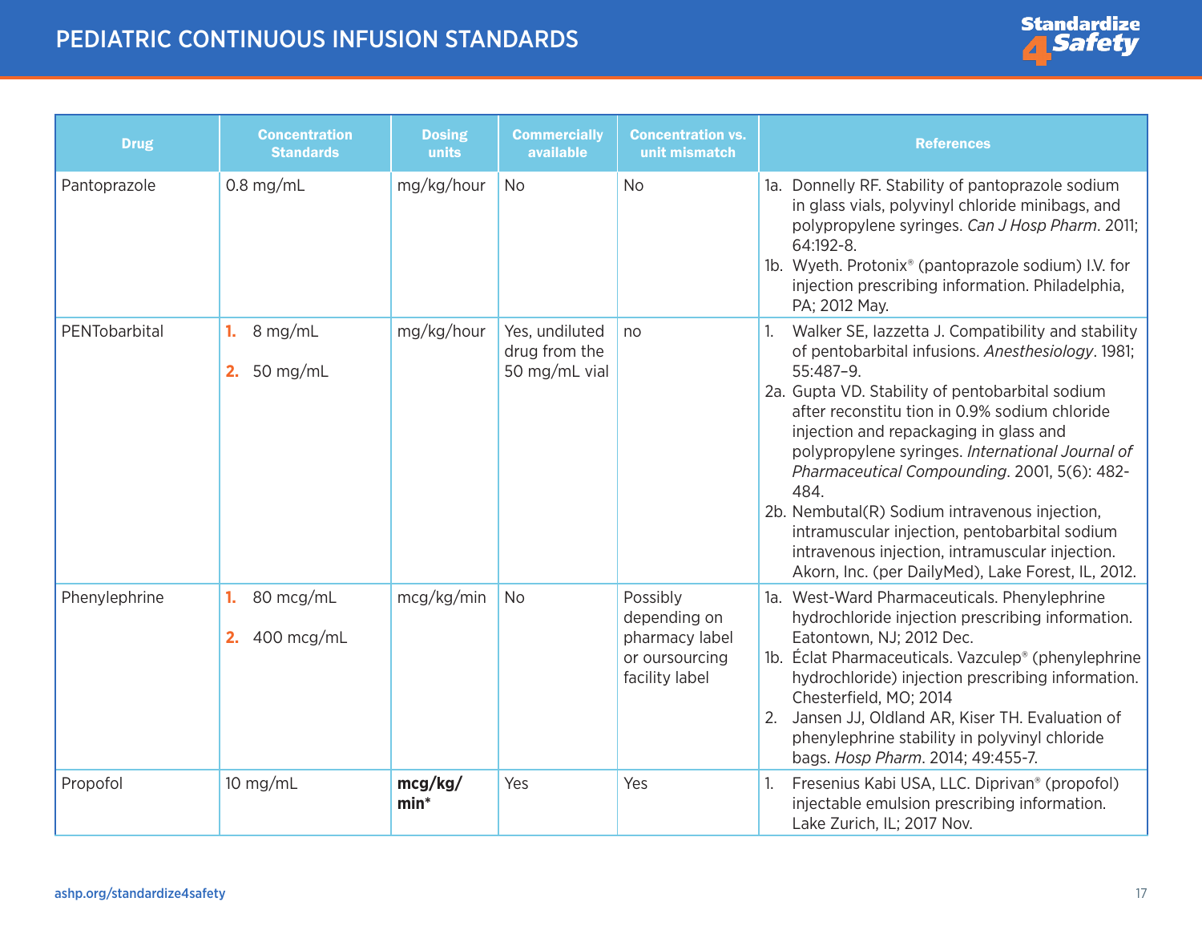# PEDIATRIC CONTINUOUS INFUSION STANDARDS

| Drug | Concentration Standards | Dosing units | Commercially available | Concentration vs. unit mismatch | References |
|---|---|---|---|---|---|
| Pantoprazole | 0.8 mg/mL | mg/kg/hour | No | No | 1a. Donnelly RF. Stability of pantoprazole sodium in glass vials, polyvinyl chloride minibags, and polypropylene syringes. *Can J Hosp Pharm*. 2011; 64:192-8.<br>1b. Wyeth. Protonix® (pantoprazole sodium) I.V. for injection prescribing information. Philadelphia, PA; 2012 May. |
| PENTobarbital | 1. 8 mg/mL<br>2. 50 mg/mL | mg/kg/hour | Yes, undiluted drug from the 50 mg/mL vial | no | 1. Walker SE, Iazzetta J. Compatibility and stability of pentobarbital infusions. *Anesthesiology*. 1981; 55:487–9.<br>2a. Gupta VD. Stability of pentobarbital sodium after reconstitu tion in 0.9% sodium chloride injection and repackaging in glass and polypropylene syringes. *International Journal of Pharmaceutical Compounding*. 2001, 5(6): 482-484.<br>2b. Nembutal(R) Sodium intravenous injection, intramuscular injection, pentobarbital sodium intravenous injection, intramuscular injection. Akorn, Inc. (per DailyMed), Lake Forest, IL, 2012. |
| Phenylephrine | 1. 80 mcg/mL<br>2. 400 mcg/mL | mcg/kg/min | No | Possibly depending on pharmacy label or oursourcing facility label | 1a. West-Ward Pharmaceuticals. Phenylephrine hydrochloride injection prescribing information. Eatontown, NJ; 2012 Dec.<br>1b. Éclat Pharmaceuticals. Vazculep® (phenylephrine hydrochloride) injection prescribing information. Chesterfield, MO; 2014<br>2. Jansen JJ, Oldland AR, Kiser TH. Evaluation of phenylephrine stability in polyvinyl chloride bags. *Hosp Pharm*. 2014; 49:455-7. |
| Propofol | 10 mg/mL | **mcg/kg/min*** | Yes | Yes | 1. Fresenius Kabi USA, LLC. Diprivan® (propofol) injectable emulsion prescribing information. Lake Zurich, IL; 2017 Nov. |

ashp.org/standardize4safety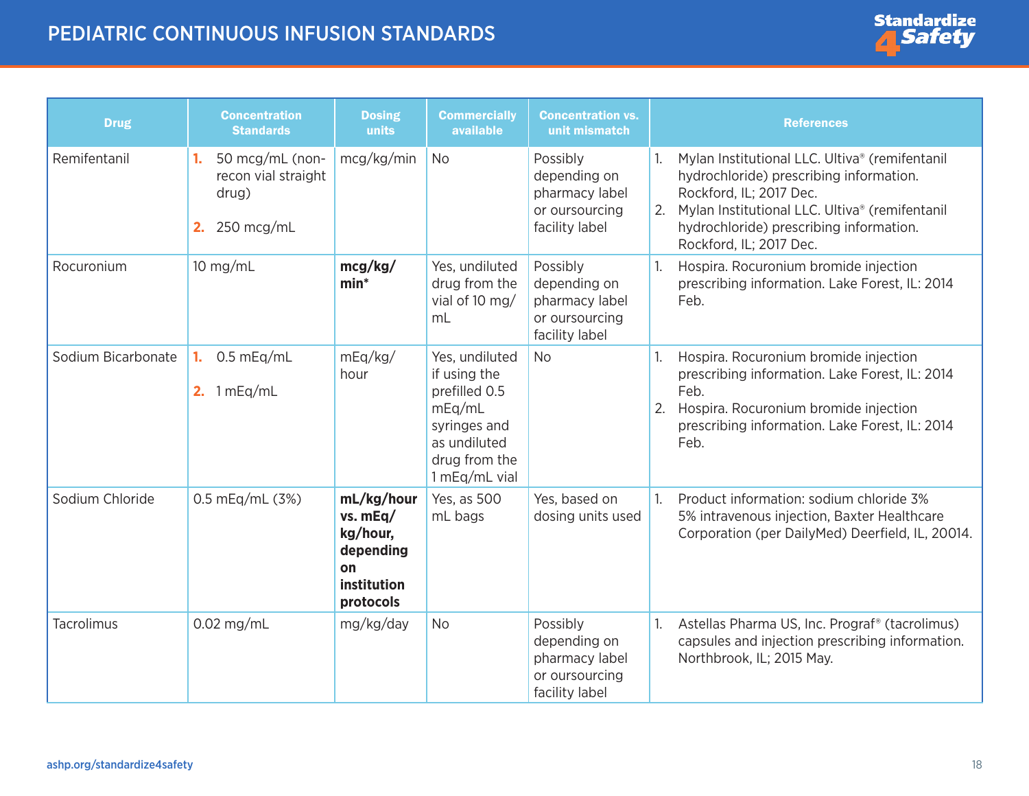# PEDIATRIC CONTINUOUS INFUSION STANDARDS

| Drug | Concentration Standards | Dosing units | Commercially available | Concentration vs. unit mismatch | References |
|---|---|---|---|---|---|
| Remifentanil | 1. 50 mcg/mL (non-recon vial straight drug)<br>2. 250 mcg/mL | mcg/kg/min | No | Possibly depending on pharmacy label or oursourcing facility label | 1. Mylan Institutional LLC. Ultiva® (remifentanil hydrochloride) prescribing information. Rockford, IL; 2017 Dec.<br>2. Mylan Institutional LLC. Ultiva® (remifentanil hydrochloride) prescribing information. Rockford, IL; 2017 Dec. |
| Rocuronium | 10 mg/mL | **mcg/kg/min*** | Yes, undiluted drug from the vial of 10 mg/mL | Possibly depending on pharmacy label or oursourcing facility label | 1. Hospira. Rocuronium bromide injection prescribing information. Lake Forest, IL: 2014 Feb. |
| Sodium Bicarbonate | 1. 0.5 mEq/mL<br>2. 1 mEq/mL | mEq/kg/hour | Yes, undiluted if using the prefilled 0.5 mEq/mL syringes and as undiluted drug from the 1 mEq/mL vial | No | 1. Hospira. Rocuronium bromide injection prescribing information. Lake Forest, IL: 2014 Feb.<br>2. Hospira. Rocuronium bromide injection prescribing information. Lake Forest, IL: 2014 Feb. |
| Sodium Chloride | 0.5 mEq/mL (3%) | **mL/kg/hour vs. mEq/kg/hour, depending on institution protocols** | Yes, as 500 mL bags | Yes, based on dosing units used | 1. Product information: sodium chloride 3% 5% intravenous injection, Baxter Healthcare Corporation (per DailyMed) Deerfield, IL, 20014. |
| Tacrolimus | 0.02 mg/mL | mg/kg/day | No | Possibly depending on pharmacy label or oursourcing facility label | 1. Astellas Pharma US, Inc. Prograf® (tacrolimus) capsules and injection prescribing information. Northbrook, IL; 2015 May. |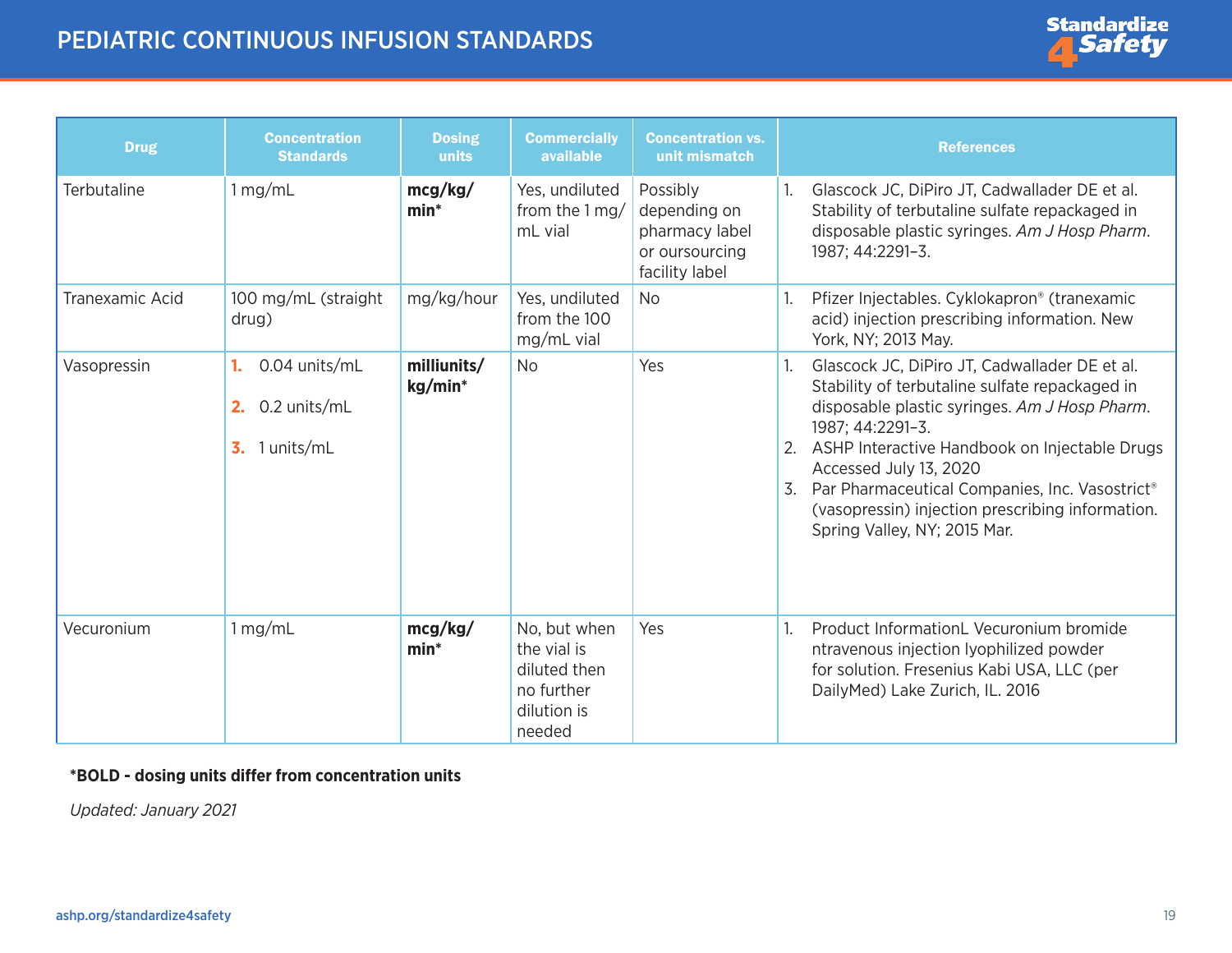# PEDIATRIC CONTINUOUS INFUSION STANDARDS

| Drug | Concentration Standards | Dosing units | Commercially available | Concentration vs. unit mismatch | References |
|---|---|---|---|---|---|
| Terbutaline | 1 mg/mL | **mcg/kg/min*** | Yes, undiluted from the 1 mg/mL vial | Possibly depending on pharmacy label or oursourcing facility label | 1. Glascock JC, DiPiro JT, Cadwallader DE et al. Stability of terbutaline sulfate repackaged in disposable plastic syringes. *Am J Hosp Pharm*. 1987; 44:2291–3. |
| Tranexamic Acid | 100 mg/mL (straight drug) | mg/kg/hour | Yes, undiluted from the 100 mg/mL vial | No | 1. Pfizer Injectables. Cyklokapron® (tranexamic acid) injection prescribing information. New York, NY; 2013 May. |
| Vasopressin | 1. 0.04 units/mL<br>2. 0.2 units/mL<br>3. 1 units/mL | **milliunits/kg/min*** | No | Yes | 1. Glascock JC, DiPiro JT, Cadwallader DE et al. Stability of terbutaline sulfate repackaged in disposable plastic syringes. *Am J Hosp Pharm*. 1987; 44:2291–3.<br>2. ASHP Interactive Handbook on Injectable Drugs Accessed July 13, 2020<br>3. Par Pharmaceutical Companies, Inc. Vasostrict® (vasopressin) injection prescribing information. Spring Valley, NY; 2015 Mar. |
| Vecuronium | 1 mg/mL | **mcg/kg/min*** | No, but when the vial is diluted then no further dilution is needed | Yes | 1. Product InformationL Vecuronium bromide ntravenous injection lyophilized powder for solution. Fresenius Kabi USA, LLC (per DailyMed) Lake Zurich, IL. 2016 |

**\*BOLD - dosing units differ from concentration units**

*Updated: January 2021*

ashp.org/standardize4safety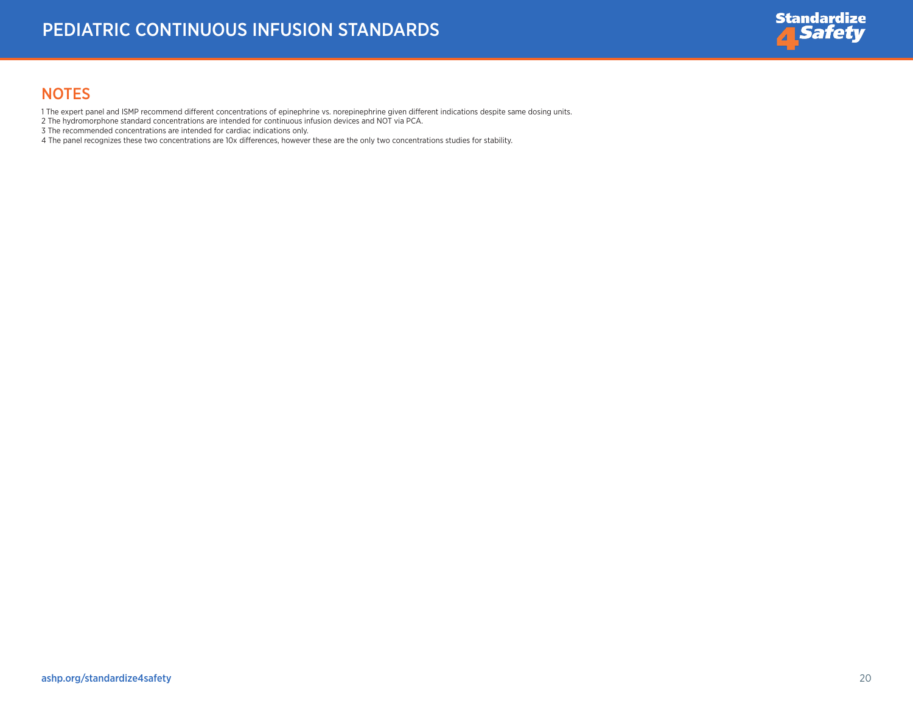## NOTES

1 The expert panel and ISMP recommend different concentrations of epinephrine vs. norepinephrine given different indications despite same dosing units.
2 The hydromorphone standard concentrations are intended for continuous infusion devices and NOT via PCA.
3 The recommended concentrations are intended for cardiac indications only.
4 The panel recognizes these two concentrations are 10x differences, however these are the only two concentrations studies for stability.